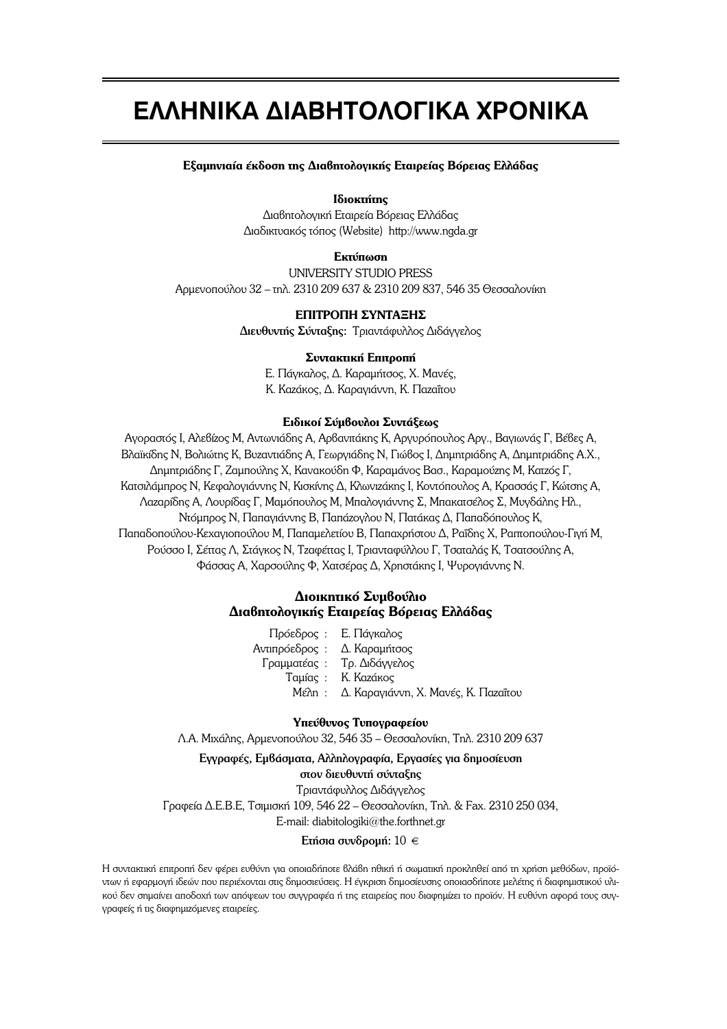# ΕΛΛΗΝΙΚΑ ΔΙΑΒΗΤΟΛΟΓΙΚΑ ΧΡΟΝΙΚΑ

**Εξαμηνιαία έκδοση της Διαβητολογικής Εταιρείας Βόρειας Ελλάδας**

**Ιδιοκτήτης**
Διαβητολογική Εταιρεία Βόρειας Ελλάδας
Διαδικτυακός τόπος (Website) http://www.ngda.gr

**Εκτύπωση**
UNIVERSITY STUDIO PRESS
Αρμενοπούλου 32 – τηλ. 2310 209 637 & 2310 209 837, 546 35 Θεσσαλονίκη

**ΕΠΙΤΡΟΠΗ ΣΥΝΤΑΞΗΣ**
**Διευθυντής Σύνταξης:** Τριαντάφυλλος Διδάγγελος

**Συντακτική Επιτροπή**
Ε. Πάγκαλος, Δ. Καραμήτσος, Χ. Μανές,
Κ. Καζάκος, Δ. Καραγιάννη, Κ. Παζαΐτου

**Ειδικοί Σύμβουλοι Συντάξεως**
Αγοραστός Ι, Αλεβίζος Μ, Αντωνιάδης Α, Αρβανιτάκης Κ, Αργυρόπουλος Αργ., Βαγιωνάς Γ, Βέβες Α, Βλαϊκίδης Ν, Βολιώτης Κ, Βυζαντιάδης Α, Γεωργιάδης Ν, Γιώβος Ι, Δημητριάδης Α, Δημητριάδης Α.Χ., Δημητριάδης Γ, Ζαμπούλης Χ, Κανακούδη Φ, Καραμάνος Βασ., Καραμούζης Μ, Κατζός Γ, Κατσιλάμπρος Ν, Κεφαλογιάννης Ν, Κισκίνης Δ, Κλωνιζάκης Ι, Κοντόπουλος Α, Κρασσάς Γ, Κώτσης Α, Λαζαρίδης Α, Λουρίδας Γ, Μαμόπουλος Μ, Μπαλογιάννης Σ, Μπακατσέλος Σ, Μυγδάλης Ηλ., Ντόμπρος Ν, Παπαγιάννης Β, Παπάζογλου Ν, Πατάκας Δ, Παπαδόπουλος Κ, Παπαδοπούλου-Κεχαγιοπούλου Μ, Παπαμελετίου Β, Παπαχρήστου Δ, Ραΐδης Χ, Ραπτοπούλου-Γιγή Μ, Ρούσσο Ι, Σέττας Λ, Στάγκος Ν, Τζαφέττας Ι, Τριανταφύλλου Γ, Τσαταλάς Κ, Τσατσούλης Α, Φάσσας Α, Χαρσούλης Φ, Χατσέρας Δ, Χρηστάκης Ι, Ψυρογιάννης Ν.

**Διοικητικό Συμβούλιο**
**Διαβητολογικής Εταιρείας Βόρειας Ελλάδας**

Πρόεδρος : Ε. Πάγκαλος
Αντιπρόεδρος : Δ. Καραμήτσος
Γραμματέας : Τρ. Διδάγγελος
Ταμίας : Κ. Καζάκος
Μέλη : Δ. Καραγιάννη, Χ. Μανές, Κ. Παζαΐτου

**Υπεύθυνος Τυπογραφείου**
Λ.Α. Μιχάλης, Αρμενοπούλου 32, 546 35 – Θεσσαλονίκη, Τηλ. 2310 209 637

**Εγγραφές, Εμβάσματα, Αλληλογραφία, Εργασίες για δημοσίευση**
**στον διευθυντή σύνταξης**
Τριαντάφυλλος Διδάγγελος
Γραφεία Δ.Ε.Β.Ε, Τσιμισκή 109, 546 22 – Θεσσαλονίκη, Τηλ. & Fax. 2310 250 034,
E-mail: diabitologiki@the.forthnet.gr

**Ετήσια συνδρομή:** 10 €

Η συντακτική επιτροπή δεν φέρει ευθύνη για οποιαδήποτε βλάβη ηθική ή σωματική προκληθεί από τη χρήση μεθόδων, προϊόντων ή εφαρμογή ιδεών που περιέχονται στις δημοσιεύσεις. Η έγκριση δημοσίευσης οποιασδήποτε μελέτης ή διαφημιστικού υλικού δεν σημαίνει αποδοχή των απόψεων του συγγραφέα ή της εταιρείας που διαφημίζει το προϊόν. Η ευθύνη αφορά τους συγγραφείς ή τις διαφημιζόμενες εταιρείες.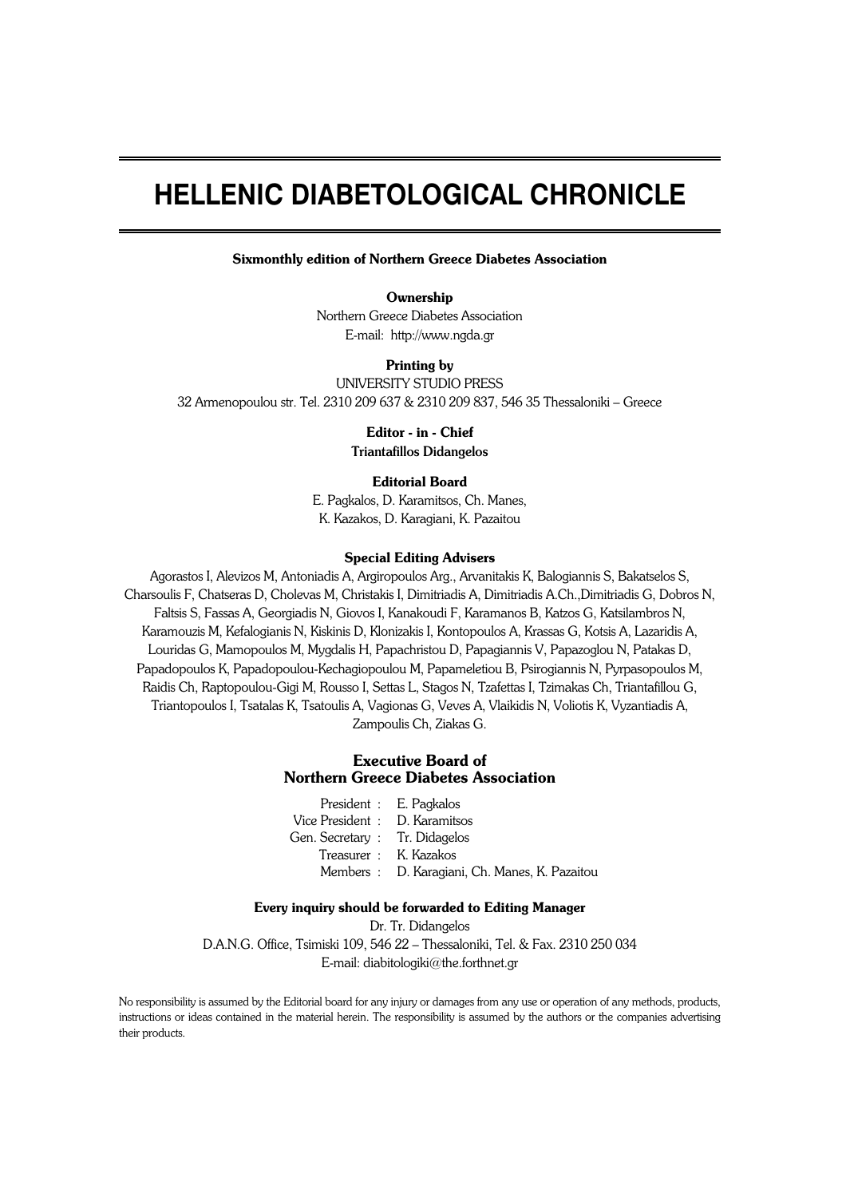# HELLENIC DIABETOLOGICAL CHRONICLE

**Sixmonthly edition of Northern Greece Diabetes Association**

**Ownership**

Northern Greece Diabetes Association
E-mail: http://www.ngda.gr

**Printing by**

UNIVERSITY STUDIO PRESS
32 Armenopoulou str. Tel. 2310 209 637 & 2310 209 837, 546 35 Thessaloniki – Greece

**Editor - in - Chief**

**Triantafillos Didangelos**

**Editorial Board**

E. Pagkalos, D. Karamitsos, Ch. Manes,
K. Kazakos, D. Karagiani, K. Pazaitou

**Special Editing Advisers**

Agorastos I, Alevizos M, Antoniadis A, Argiropoulos Arg., Arvanitakis K, Balogiannis S, Bakatselos S, Charsoulis F, Chatseras D, Cholevas M, Christakis I, Dimitriadis A, Dimitriadis A.Ch.,Dimitriadis G, Dobros N, Faltsis S, Fassas A, Georgiadis N, Giovos I, Kanakoudi F, Karamanos B, Katzos G, Katsilambros N, Karamouzis M, Kefalogianis N, Kiskinis D, Klonizakis I, Kontopoulos A, Krassas G, Kotsis A, Lazaridis A, Louridas G, Mamopoulos M, Mygdalis H, Papachristou D, Papagiannis V, Papazoglou N, Patakas D, Papadopoulos K, Papadopoulou-Kechagiopoulou M, Papameletiou B, Psirogiannis N, Pyrpasopoulos M, Raidis Ch, Raptopoulou-Gigi M, Rousso I, Settas L, Stagos N, Tzafettas I, Tzimakas Ch, Triantafillou G, Triantopoulos I, Tsatalas K, Tsatoulis A, Vagionas G, Veves A, Vlaikidis N, Voliotis K, Vyzantiadis A, Zampoulis Ch, Ziakas G.

## Executive Board of Northern Greece Diabetes Association

President : E. Pagkalos
Vice President : D. Karamitsos
Gen. Secretary : Tr. Didagelos
Treasurer : K. Kazakos
Members : D. Karagiani, Ch. Manes, K. Pazaitou

**Every inquiry should be forwarded to Editing Manager**

Dr. Tr. Didangelos
D.A.N.G. Office, Tsimiski 109, 546 22 – Thessaloniki, Tel. & Fax. 2310 250 034
E-mail: diabitologiki@the.forthnet.gr

No responsibility is assumed by the Editorial board for any injury or damages from any use or operation of any methods, products, instructions or ideas contained in the material herein. The responsibility is assumed by the authors or the companies advertising their products.